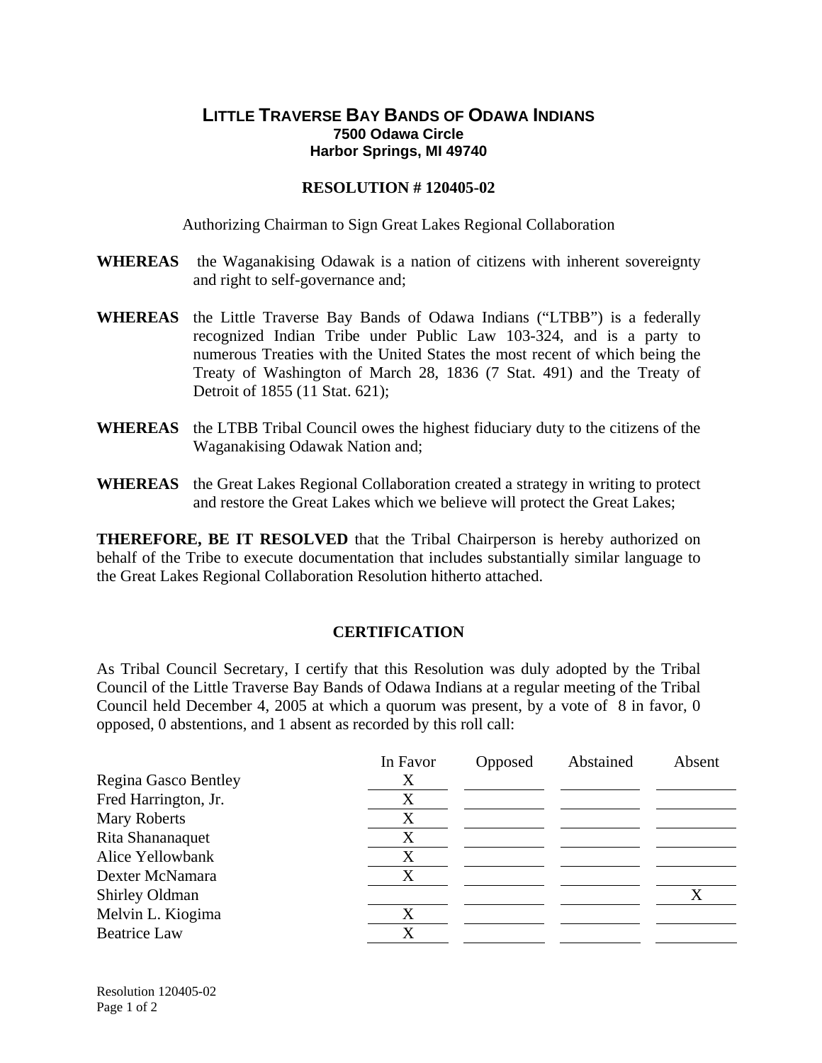# LITTLE TRAVERSE BAY BANDS OF ODAWA INDIANS

**7500 Odawa Circle**
**Harbor Springs, MI 49740**

## RESOLUTION # 120405-02

Authorizing Chairman to Sign Great Lakes Regional Collaboration

**WHEREAS** the Waganakising Odawak is a nation of citizens with inherent sovereignty and right to self-governance and;

**WHEREAS** the Little Traverse Bay Bands of Odawa Indians ("LTBB") is a federally recognized Indian Tribe under Public Law 103-324, and is a party to numerous Treaties with the United States the most recent of which being the Treaty of Washington of March 28, 1836 (7 Stat. 491) and the Treaty of Detroit of 1855 (11 Stat. 621);

**WHEREAS** the LTBB Tribal Council owes the highest fiduciary duty to the citizens of the Waganakising Odawak Nation and;

**WHEREAS** the Great Lakes Regional Collaboration created a strategy in writing to protect and restore the Great Lakes which we believe will protect the Great Lakes;

**THEREFORE, BE IT RESOLVED** that the Tribal Chairperson is hereby authorized on behalf of the Tribe to execute documentation that includes substantially similar language to the Great Lakes Regional Collaboration Resolution hitherto attached.

## CERTIFICATION

As Tribal Council Secretary, I certify that this Resolution was duly adopted by the Tribal Council of the Little Traverse Bay Bands of Odawa Indians at a regular meeting of the Tribal Council held December 4, 2005 at which a quorum was present, by a vote of 8 in favor, 0 opposed, 0 abstentions, and 1 absent as recorded by this roll call:

| | In Favor | Opposed | Abstained | Absent |
|---|---|---|---|---|
| Regina Gasco Bentley | X | | | |
| Fred Harrington, Jr. | X | | | |
| Mary Roberts | X | | | |
| Rita Shananaquet | X | | | |
| Alice Yellowbank | X | | | |
| Dexter McNamara | X | | | |
| Shirley Oldman | | | | X |
| Melvin L. Kiogima | X | | | |
| Beatrice Law | X | | | |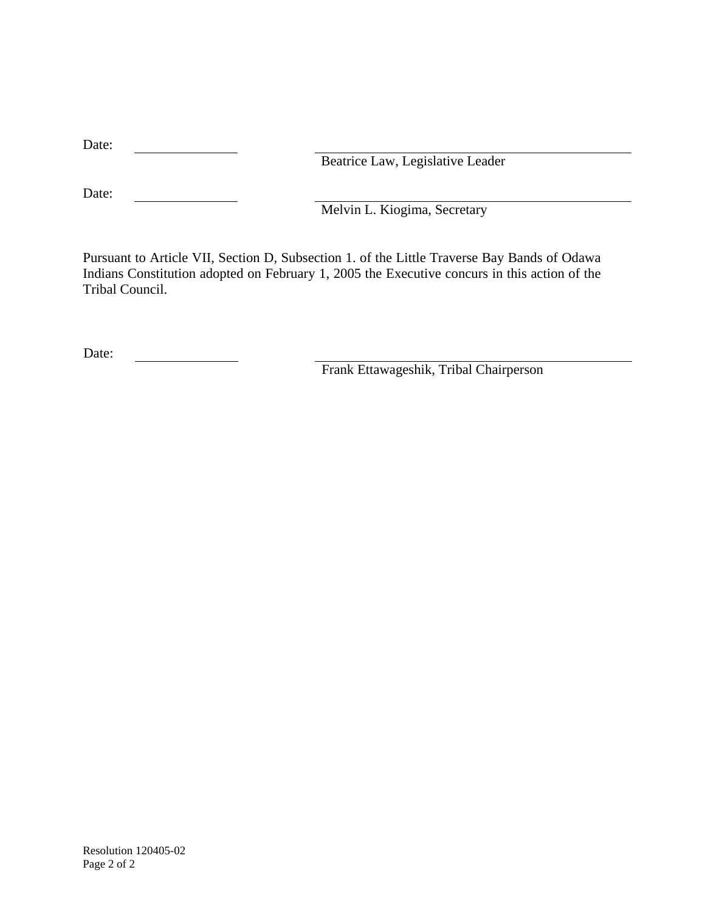Date: \_\_\_\_\_\_\_\_\_\_\_\_\_\_\_ \_\_\_\_\_\_\_\_\_\_\_\_\_\_\_\_\_\_\_\_\_\_\_\_\_\_\_\_\_\_\_\_\_\_\_\_\_\_

Beatrice Law, Legislative Leader

Date: \_\_\_\_\_\_\_\_\_\_\_\_\_\_\_ \_\_\_\_\_\_\_\_\_\_\_\_\_\_\_\_\_\_\_\_\_\_\_\_\_\_\_\_\_\_\_\_\_\_\_\_\_\_

Melvin L. Kiogima, Secretary

Pursuant to Article VII, Section D, Subsection 1. of the Little Traverse Bay Bands of Odawa Indians Constitution adopted on February 1, 2005 the Executive concurs in this action of the Tribal Council.

Date: \_\_\_\_\_\_\_\_\_\_\_\_\_\_\_ \_\_\_\_\_\_\_\_\_\_\_\_\_\_\_\_\_\_\_\_\_\_\_\_\_\_\_\_\_\_\_\_\_\_\_\_\_\_

Frank Ettawageshik, Tribal Chairperson

Resolution 120405-02